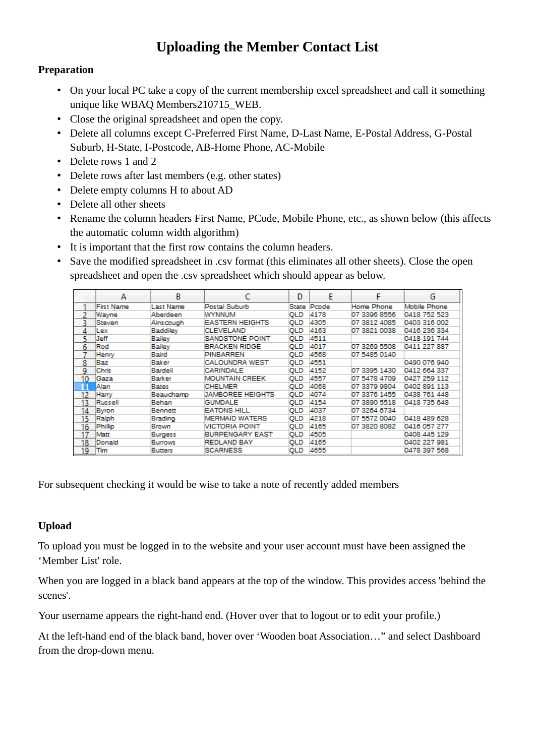# Uploading the Member Contact List

## Preparation

- On your local PC take a copy of the current membership excel spreadsheet and call it something unique like WBAQ Members210715_WEB.
- Close the original spreadsheet and open the copy.
- Delete all columns except C-Preferred First Name, D-Last Name, E-Postal Address, G-Postal Suburb, H-State, I-Postcode, AB-Home Phone, AC-Mobile
- Delete rows 1 and 2
- Delete rows after last members (e.g. other states)
- Delete empty columns H to about AD
- Delete all other sheets
- Rename the column headers First Name, PCode, Mobile Phone, etc., as shown below (this affects the automatic column width algorithm)
- It is important that the first row contains the column headers.
- Save the modified spreadsheet in .csv format (this eliminates all other sheets). Close the open spreadsheet and open the .csv spreadsheet which should appear as below.

| | A | B | C | D | E | F | G |
|---|---|---|---|---|---|---|---|
| 1 | First Name | Last Name | Postal Suburb | State | Pcode | Home Phone | Mobile Phone |
| 2 | Wayne | Aberdeen | WYNNUM | QLD | 4178 | 07 3396 8556 | 0418 752 523 |
| 3 | Steven | Ainscough | EASTERN HEIGHTS | QLD | 4305 | 07 3812 4085 | 0403 316 002 |
| 4 | Lex | Baddiley | CLEVELAND | QLD | 4163 | 07 3821 0038 | 0416 236 334 |
| 5 | Jeff | Bailey | SANDSTONE POINT | QLD | 4511 | | 0418 191 744 |
| 6 | Rod | Bailey | BRACKEN RIDGE | QLD | 4017 | 07 3269 5508 | 0411 227 887 |
| 7 | Henry | Baird | PINBARREN | QLD | 4568 | 07 5485 0140 | |
| 8 | Baz | Baker | CALOUNDRA WEST | QLD | 4551 | | 0490 076 940 |
| 9 | Chris | Bardell | CARINDALE | QLD | 4152 | 07 3395 1430 | 0412 664 337 |
| 10 | Gaza | Barker | MOUNTAIN CREEK | QLD | 4557 | 07 5478 4709 | 0427 259 112 |
| 11 | Alan | Bates | CHELMER | QLD | 4068 | 07 3379 9804 | 0402 891 113 |
| 12 | Harry | Beauchamp | JAMBOREE HEIGHTS | QLD | 4074 | 07 3376 1455 | 0438 761 448 |
| 13 | Russell | Behan | GUMDALE | QLD | 4154 | 07 3890 5518 | 0418 735 648 |
| 14 | Byron | Bennett | EATONS HILL | QLD | 4037 | 07 3264 6734 | |
| 15 | Ralph | Brading | MERMAID WATERS | QLD | 4218 | 07 5572 0040 | 0418 489 628 |
| 16 | Phillip | Brown | VICTORIA POINT | QLD | 4165 | 07 3820 8082 | 0416 057 277 |
| 17 | Matt | Burgess | BURPENGARY EAST | QLD | 4505 | | 0408 445 129 |
| 18 | Donald | Burrows | REDLAND BAY | QLD | 4165 | | 0402 227 981 |
| 19 | Tim | Butters | SCARNESS | QLD | 4655 | | 0478 397 568 |

For subsequent checking it would be wise to take a note of recently added members

## Upload

To upload you must be logged in to the website and your user account must have been assigned the 'Member List' role.

When you are logged in a black band appears at the top of the window. This provides access 'behind the scenes'.

Your username appears the right-hand end. (Hover over that to logout or to edit your profile.)

At the left-hand end of the black band, hover over 'Wooden boat Association…" and select Dashboard from the drop-down menu.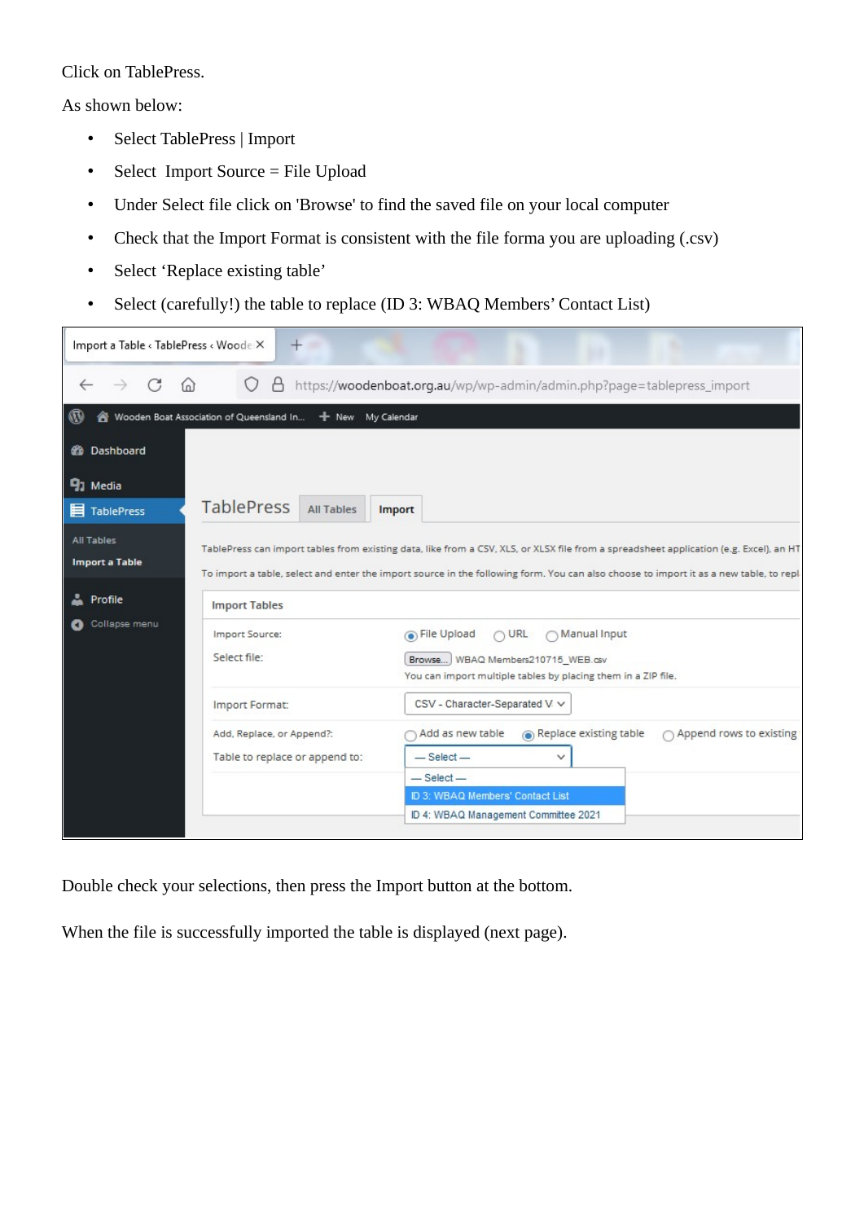Click on TablePress.

As shown below:

- Select TablePress | Import
- Select  Import Source = File Upload
- Under Select file click on 'Browse' to find the saved file on your local computer
- Check that the Import Format is consistent with the file forma you are uploading (.csv)
- Select ‘Replace existing table’
- Select (carefully!) the table to replace (ID 3: WBAQ Members’ Contact List)

Double check your selections, then press the Import button at the bottom.

When the file is successfully imported the table is displayed (next page).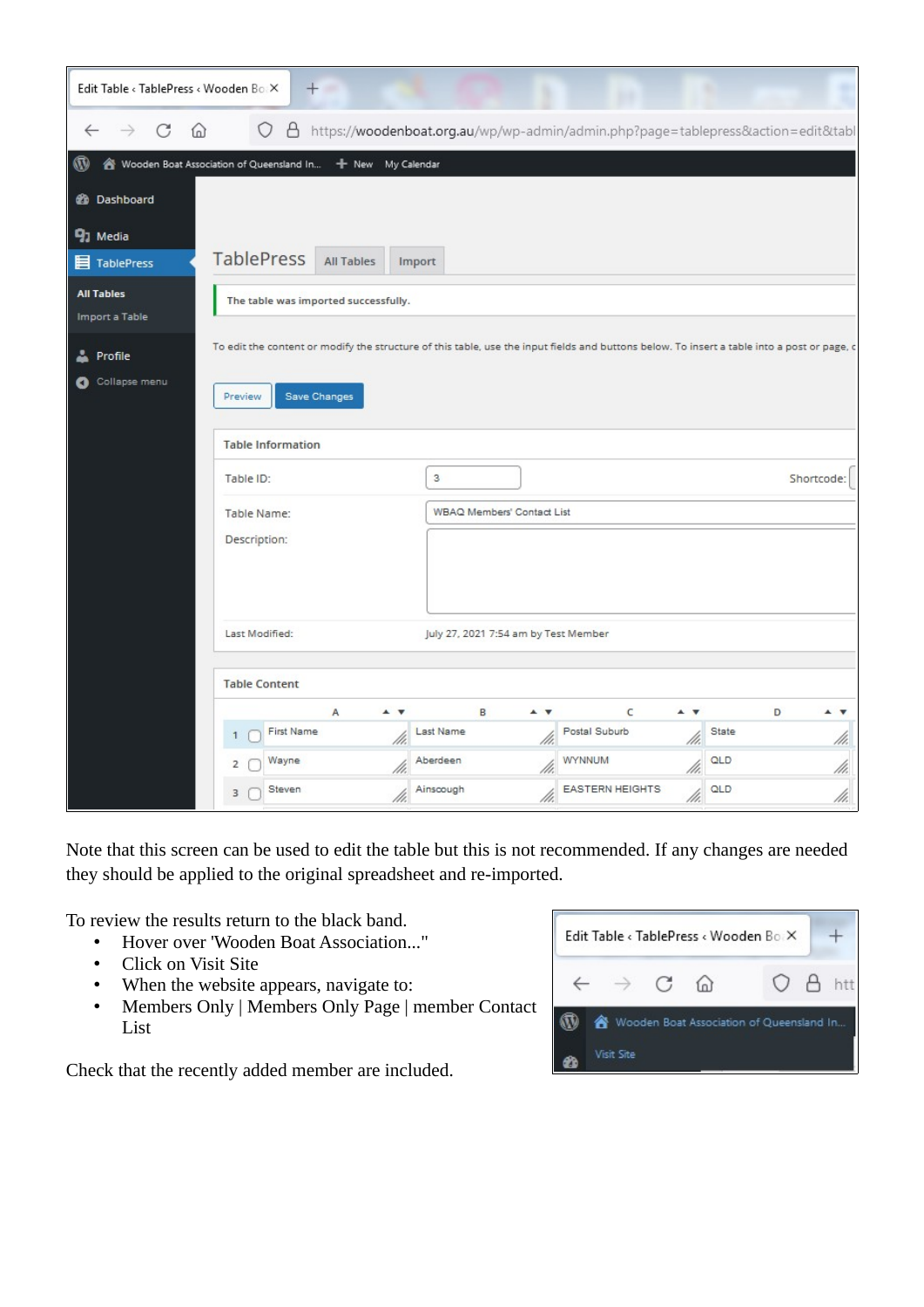Note that this screen can be used to edit the table but this is not recommended. If any changes are needed they should be applied to the original spreadsheet and re-imported.

To review the results return to the black band.

- Hover over 'Wooden Boat Association..."
- Click on Visit Site
- When the website appears, navigate to:
- Members Only | Members Only Page | member Contact List

Check that the recently added member are included.